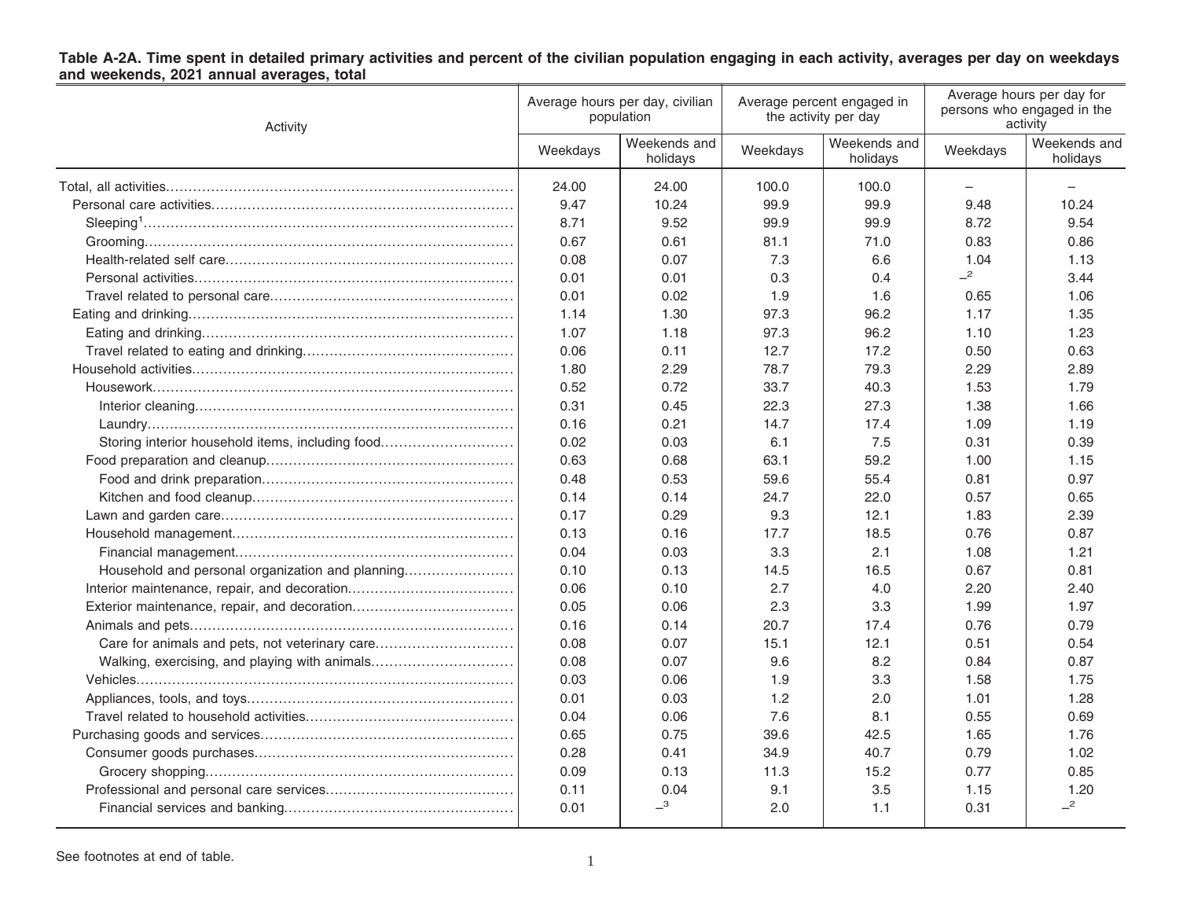**Table A-2A. Time spent in detailed primary activities and percent of the civilian population engaging in each activity, averages per day on weekdays and weekends, 2021 annual averages, total**

| Activity | Average hours per day, civilian population | | Average percent engaged in the activity per day | | Average hours per day for persons who engaged in the activity | |
|---|---|---|---|---|---|---|
| | Weekdays | Weekends and holidays | Weekdays | Weekends and holidays | Weekdays | Weekends and holidays |
| Total, all activities | 24.00 | 24.00 | 100.0 | 100.0 | – | – |
| Personal care activities | 9.47 | 10.24 | 99.9 | 99.9 | 9.48 | 10.24 |
| Sleeping[1] | 8.71 | 9.52 | 99.9 | 99.9 | 8.72 | 9.54 |
| Grooming | 0.67 | 0.61 | 81.1 | 71.0 | 0.83 | 0.86 |
| Health-related self care | 0.08 | 0.07 | 7.3 | 6.6 | 1.04 | 1.13 |
| Personal activities | 0.01 | 0.01 | 0.3 | 0.4 | –[2] | 3.44 |
| Travel related to personal care | 0.01 | 0.02 | 1.9 | 1.6 | 0.65 | 1.06 |
| Eating and drinking | 1.14 | 1.30 | 97.3 | 96.2 | 1.17 | 1.35 |
| Eating and drinking | 1.07 | 1.18 | 97.3 | 96.2 | 1.10 | 1.23 |
| Travel related to eating and drinking | 0.06 | 0.11 | 12.7 | 17.2 | 0.50 | 0.63 |
| Household activities | 1.80 | 2.29 | 78.7 | 79.3 | 2.29 | 2.89 |
| Housework | 0.52 | 0.72 | 33.7 | 40.3 | 1.53 | 1.79 |
| Interior cleaning | 0.31 | 0.45 | 22.3 | 27.3 | 1.38 | 1.66 |
| Laundry | 0.16 | 0.21 | 14.7 | 17.4 | 1.09 | 1.19 |
| Storing interior household items, including food | 0.02 | 0.03 | 6.1 | 7.5 | 0.31 | 0.39 |
| Food preparation and cleanup | 0.63 | 0.68 | 63.1 | 59.2 | 1.00 | 1.15 |
| Food and drink preparation | 0.48 | 0.53 | 59.6 | 55.4 | 0.81 | 0.97 |
| Kitchen and food cleanup | 0.14 | 0.14 | 24.7 | 22.0 | 0.57 | 0.65 |
| Lawn and garden care | 0.17 | 0.29 | 9.3 | 12.1 | 1.83 | 2.39 |
| Household management | 0.13 | 0.16 | 17.7 | 18.5 | 0.76 | 0.87 |
| Financial management | 0.04 | 0.03 | 3.3 | 2.1 | 1.08 | 1.21 |
| Household and personal organization and planning | 0.10 | 0.13 | 14.5 | 16.5 | 0.67 | 0.81 |
| Interior maintenance, repair, and decoration | 0.06 | 0.10 | 2.7 | 4.0 | 2.20 | 2.40 |
| Exterior maintenance, repair, and decoration | 0.05 | 0.06 | 2.3 | 3.3 | 1.99 | 1.97 |
| Animals and pets | 0.16 | 0.14 | 20.7 | 17.4 | 0.76 | 0.79 |
| Care for animals and pets, not veterinary care | 0.08 | 0.07 | 15.1 | 12.1 | 0.51 | 0.54 |
| Walking, exercising, and playing with animals | 0.08 | 0.07 | 9.6 | 8.2 | 0.84 | 0.87 |
| Vehicles | 0.03 | 0.06 | 1.9 | 3.3 | 1.58 | 1.75 |
| Appliances, tools, and toys | 0.01 | 0.03 | 1.2 | 2.0 | 1.01 | 1.28 |
| Travel related to household activities | 0.04 | 0.06 | 7.6 | 8.1 | 0.55 | 0.69 |
| Purchasing goods and services | 0.65 | 0.75 | 39.6 | 42.5 | 1.65 | 1.76 |
| Consumer goods purchases | 0.28 | 0.41 | 34.9 | 40.7 | 0.79 | 1.02 |
| Grocery shopping | 0.09 | 0.13 | 11.3 | 15.2 | 0.77 | 0.85 |
| Professional and personal care services | 0.11 | 0.04 | 9.1 | 3.5 | 1.15 | 1.20 |
| Financial services and banking | 0.01 | –[3] | 2.0 | 1.1 | 0.31 | –[2] |

See footnotes at end of table.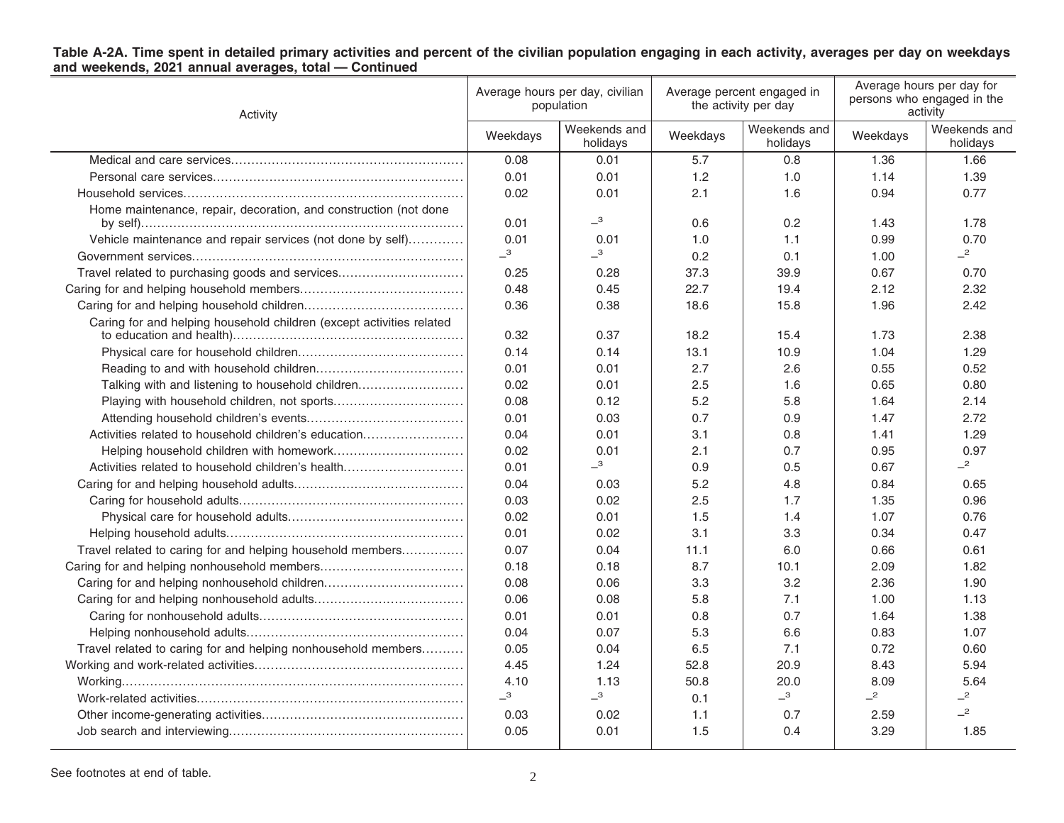**Table A-2A. Time spent in detailed primary activities and percent of the civilian population engaging in each activity, averages per day on weekdays and weekends, 2021 annual averages, total — Continued**

| Activity | Average hours per day, civilian population | | Average percent engaged in the activity per day | | Average hours per day for persons who engaged in the activity | |
|---|---|---|---|---|---|---|
| | Weekdays | Weekends and holidays | Weekdays | Weekends and holidays | Weekdays | Weekends and holidays |
| Medical and care services | 0.08 | 0.01 | 5.7 | 0.8 | 1.36 | 1.66 |
| Personal care services | 0.01 | 0.01 | 1.2 | 1.0 | 1.14 | 1.39 |
| Household services | 0.02 | 0.01 | 2.1 | 1.6 | 0.94 | 0.77 |
| Home maintenance, repair, decoration, and construction (not done by self) | 0.01 | –[3] | 0.6 | 0.2 | 1.43 | 1.78 |
| Vehicle maintenance and repair services (not done by self) | 0.01 | 0.01 | 1.0 | 1.1 | 0.99 | 0.70 |
| Government services | –[3] | –[3] | 0.2 | 0.1 | 1.00 | –[2] |
| Travel related to purchasing goods and services | 0.25 | 0.28 | 37.3 | 39.9 | 0.67 | 0.70 |
| Caring for and helping household members | 0.48 | 0.45 | 22.7 | 19.4 | 2.12 | 2.32 |
| Caring for and helping household children | 0.36 | 0.38 | 18.6 | 15.8 | 1.96 | 2.42 |
| Caring for and helping household children (except activities related to education and health) | 0.32 | 0.37 | 18.2 | 15.4 | 1.73 | 2.38 |
| Physical care for household children | 0.14 | 0.14 | 13.1 | 10.9 | 1.04 | 1.29 |
| Reading to and with household children | 0.01 | 0.01 | 2.7 | 2.6 | 0.55 | 0.52 |
| Talking with and listening to household children | 0.02 | 0.01 | 2.5 | 1.6 | 0.65 | 0.80 |
| Playing with household children, not sports | 0.08 | 0.12 | 5.2 | 5.8 | 1.64 | 2.14 |
| Attending household children's events | 0.01 | 0.03 | 0.7 | 0.9 | 1.47 | 2.72 |
| Activities related to household children's education | 0.04 | 0.01 | 3.1 | 0.8 | 1.41 | 1.29 |
| Helping household children with homework | 0.02 | 0.01 | 2.1 | 0.7 | 0.95 | 0.97 |
| Activities related to household children's health | 0.01 | –[3] | 0.9 | 0.5 | 0.67 | –[2] |
| Caring for and helping household adults | 0.04 | 0.03 | 5.2 | 4.8 | 0.84 | 0.65 |
| Caring for household adults | 0.03 | 0.02 | 2.5 | 1.7 | 1.35 | 0.96 |
| Physical care for household adults | 0.02 | 0.01 | 1.5 | 1.4 | 1.07 | 0.76 |
| Helping household adults | 0.01 | 0.02 | 3.1 | 3.3 | 0.34 | 0.47 |
| Travel related to caring for and helping household members | 0.07 | 0.04 | 11.1 | 6.0 | 0.66 | 0.61 |
| Caring for and helping nonhousehold members | 0.18 | 0.18 | 8.7 | 10.1 | 2.09 | 1.82 |
| Caring for and helping nonhousehold children | 0.08 | 0.06 | 3.3 | 3.2 | 2.36 | 1.90 |
| Caring for and helping nonhousehold adults | 0.06 | 0.08 | 5.8 | 7.1 | 1.00 | 1.13 |
| Caring for nonhousehold adults | 0.01 | 0.01 | 0.8 | 0.7 | 1.64 | 1.38 |
| Helping nonhousehold adults | 0.04 | 0.07 | 5.3 | 6.6 | 0.83 | 1.07 |
| Travel related to caring for and helping nonhousehold members | 0.05 | 0.04 | 6.5 | 7.1 | 0.72 | 0.60 |
| Working and work-related activities | 4.45 | 1.24 | 52.8 | 20.9 | 8.43 | 5.94 |
| Working | 4.10 | 1.13 | 50.8 | 20.0 | 8.09 | 5.64 |
| Work-related activities | –[3] | –[3] | 0.1 | –[3] | –[2] | –[2] |
| Other income-generating activities | 0.03 | 0.02 | 1.1 | 0.7 | 2.59 | –[2] |
| Job search and interviewing | 0.05 | 0.01 | 1.5 | 0.4 | 3.29 | 1.85 |

See footnotes at end of table.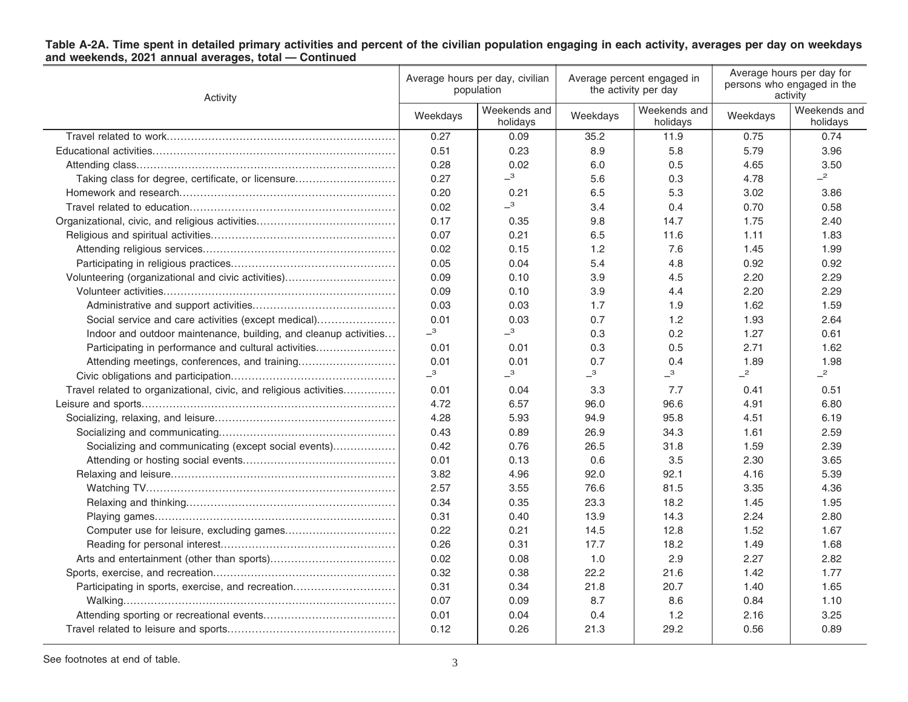**Table A-2A. Time spent in detailed primary activities and percent of the civilian population engaging in each activity, averages per day on weekdays and weekends, 2021 annual averages, total — Continued**

| Activity | Average hours per day, civilian population | | Average percent engaged in the activity per day | | Average hours per day for persons who engaged in the activity | |
|---|---|---|---|---|---|---|
| | Weekdays | Weekends and holidays | Weekdays | Weekends and holidays | Weekdays | Weekends and holidays |
| Travel related to work | 0.27 | 0.09 | 35.2 | 11.9 | 0.75 | 0.74 |
| Educational activities | 0.51 | 0.23 | 8.9 | 5.8 | 5.79 | 3.96 |
| Attending class | 0.28 | 0.02 | 6.0 | 0.5 | 4.65 | 3.50 |
| Taking class for degree, certificate, or licensure | 0.27 | –[3] | 5.6 | 0.3 | 4.78 | –[2] |
| Homework and research | 0.20 | 0.21 | 6.5 | 5.3 | 3.02 | 3.86 |
| Travel related to education | 0.02 | –[3] | 3.4 | 0.4 | 0.70 | 0.58 |
| Organizational, civic, and religious activities | 0.17 | 0.35 | 9.8 | 14.7 | 1.75 | 2.40 |
| Religious and spiritual activities | 0.07 | 0.21 | 6.5 | 11.6 | 1.11 | 1.83 |
| Attending religious services | 0.02 | 0.15 | 1.2 | 7.6 | 1.45 | 1.99 |
| Participating in religious practices | 0.05 | 0.04 | 5.4 | 4.8 | 0.92 | 0.92 |
| Volunteering (organizational and civic activities) | 0.09 | 0.10 | 3.9 | 4.5 | 2.20 | 2.29 |
| Volunteer activities | 0.09 | 0.10 | 3.9 | 4.4 | 2.20 | 2.29 |
| Administrative and support activities | 0.03 | 0.03 | 1.7 | 1.9 | 1.62 | 1.59 |
| Social service and care activities (except medical) | 0.01 | 0.03 | 0.7 | 1.2 | 1.93 | 2.64 |
| Indoor and outdoor maintenance, building, and cleanup activities | –[3] | –[3] | 0.3 | 0.2 | 1.27 | 0.61 |
| Participating in performance and cultural activities | 0.01 | 0.01 | 0.3 | 0.5 | 2.71 | 1.62 |
| Attending meetings, conferences, and training | 0.01 | 0.01 | 0.7 | 0.4 | 1.89 | 1.98 |
| Civic obligations and participation | –[3] | –[3] | –[3] | –[3] | –[2] | –[2] |
| Travel related to organizational, civic, and religious activities | 0.01 | 0.04 | 3.3 | 7.7 | 0.41 | 0.51 |
| Leisure and sports | 4.72 | 6.57 | 96.0 | 96.6 | 4.91 | 6.80 |
| Socializing, relaxing, and leisure | 4.28 | 5.93 | 94.9 | 95.8 | 4.51 | 6.19 |
| Socializing and communicating | 0.43 | 0.89 | 26.9 | 34.3 | 1.61 | 2.59 |
| Socializing and communicating (except social events) | 0.42 | 0.76 | 26.5 | 31.8 | 1.59 | 2.39 |
| Attending or hosting social events | 0.01 | 0.13 | 0.6 | 3.5 | 2.30 | 3.65 |
| Relaxing and leisure | 3.82 | 4.96 | 92.0 | 92.1 | 4.16 | 5.39 |
| Watching TV | 2.57 | 3.55 | 76.6 | 81.5 | 3.35 | 4.36 |
| Relaxing and thinking | 0.34 | 0.35 | 23.3 | 18.2 | 1.45 | 1.95 |
| Playing games | 0.31 | 0.40 | 13.9 | 14.3 | 2.24 | 2.80 |
| Computer use for leisure, excluding games | 0.22 | 0.21 | 14.5 | 12.8 | 1.52 | 1.67 |
| Reading for personal interest | 0.26 | 0.31 | 17.7 | 18.2 | 1.49 | 1.68 |
| Arts and entertainment (other than sports) | 0.02 | 0.08 | 1.0 | 2.9 | 2.27 | 2.82 |
| Sports, exercise, and recreation | 0.32 | 0.38 | 22.2 | 21.6 | 1.42 | 1.77 |
| Participating in sports, exercise, and recreation | 0.31 | 0.34 | 21.8 | 20.7 | 1.40 | 1.65 |
| Walking | 0.07 | 0.09 | 8.7 | 8.6 | 0.84 | 1.10 |
| Attending sporting or recreational events | 0.01 | 0.04 | 0.4 | 1.2 | 2.16 | 3.25 |
| Travel related to leisure and sports | 0.12 | 0.26 | 21.3 | 29.2 | 0.56 | 0.89 |

See footnotes at end of table.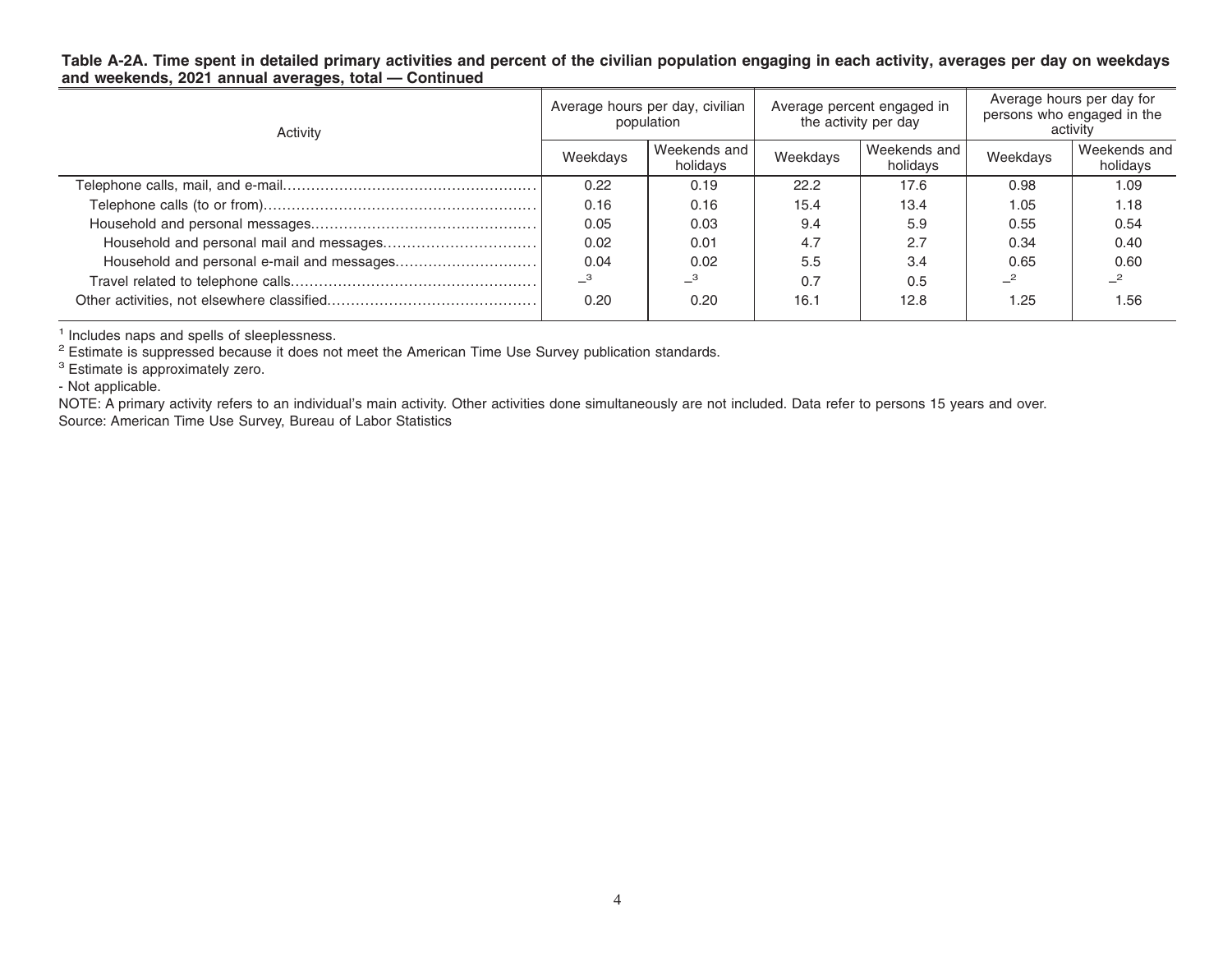**Table A-2A. Time spent in detailed primary activities and percent of the civilian population engaging in each activity, averages per day on weekdays and weekends, 2021 annual averages, total — Continued**

| Activity | Average hours per day, civilian population | | Average percent engaged in the activity per day | | Average hours per day for persons who engaged in the activity | |
|---|---|---|---|---|---|---|
| | Weekdays | Weekends and holidays | Weekdays | Weekends and holidays | Weekdays | Weekends and holidays |
| Telephone calls, mail, and e-mail | 0.22 | 0.19 | 22.2 | 17.6 | 0.98 | 1.09 |
| Telephone calls (to or from) | 0.16 | 0.16 | 15.4 | 13.4 | 1.05 | 1.18 |
| Household and personal messages | 0.05 | 0.03 | 9.4 | 5.9 | 0.55 | 0.54 |
| Household and personal mail and messages | 0.02 | 0.01 | 4.7 | 2.7 | 0.34 | 0.40 |
| Household and personal e-mail and messages | 0.04 | 0.02 | 5.5 | 3.4 | 0.65 | 0.60 |
| Travel related to telephone calls | –[3] | –[3] | 0.7 | 0.5 | –[2] | –[2] |
| Other activities, not elsewhere classified | 0.20 | 0.20 | 16.1 | 12.8 | 1.25 | 1.56 |

[1] Includes naps and spells of sleeplessness.
[2] Estimate is suppressed because it does not meet the American Time Use Survey publication standards.
[3] Estimate is approximately zero.
- Not applicable.

NOTE: A primary activity refers to an individual's main activity. Other activities done simultaneously are not included. Data refer to persons 15 years and over.

Source: American Time Use Survey, Bureau of Labor Statistics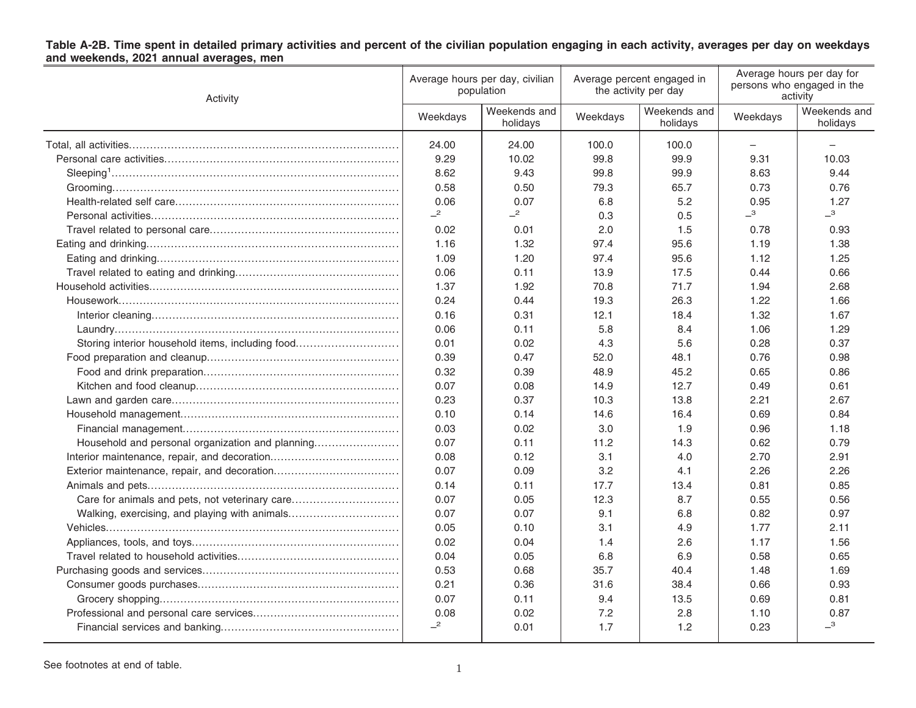**Table A-2B. Time spent in detailed primary activities and percent of the civilian population engaging in each activity, averages per day on weekdays and weekends, 2021 annual averages, men**

| Activity | Average hours per day, civilian population | | Average percent engaged in the activity per day | | Average hours per day for persons who engaged in the activity | |
|---|---|---|---|---|---|---|
| | Weekdays | Weekends and holidays | Weekdays | Weekends and holidays | Weekdays | Weekends and holidays |
| Total, all activities | 24.00 | 24.00 | 100.0 | 100.0 | – | – |
| Personal care activities | 9.29 | 10.02 | 99.8 | 99.9 | 9.31 | 10.03 |
| Sleeping[1] | 8.62 | 9.43 | 99.8 | 99.9 | 8.63 | 9.44 |
| Grooming | 0.58 | 0.50 | 79.3 | 65.7 | 0.73 | 0.76 |
| Health-related self care | 0.06 | 0.07 | 6.8 | 5.2 | 0.95 | 1.27 |
| Personal activities | –[2] | –[2] | 0.3 | 0.5 | –[3] | –[3] |
| Travel related to personal care | 0.02 | 0.01 | 2.0 | 1.5 | 0.78 | 0.93 |
| Eating and drinking | 1.16 | 1.32 | 97.4 | 95.6 | 1.19 | 1.38 |
| Eating and drinking | 1.09 | 1.20 | 97.4 | 95.6 | 1.12 | 1.25 |
| Travel related to eating and drinking | 0.06 | 0.11 | 13.9 | 17.5 | 0.44 | 0.66 |
| Household activities | 1.37 | 1.92 | 70.8 | 71.7 | 1.94 | 2.68 |
| Housework | 0.24 | 0.44 | 19.3 | 26.3 | 1.22 | 1.66 |
| Interior cleaning | 0.16 | 0.31 | 12.1 | 18.4 | 1.32 | 1.67 |
| Laundry | 0.06 | 0.11 | 5.8 | 8.4 | 1.06 | 1.29 |
| Storing interior household items, including food | 0.01 | 0.02 | 4.3 | 5.6 | 0.28 | 0.37 |
| Food preparation and cleanup | 0.39 | 0.47 | 52.0 | 48.1 | 0.76 | 0.98 |
| Food and drink preparation | 0.32 | 0.39 | 48.9 | 45.2 | 0.65 | 0.86 |
| Kitchen and food cleanup | 0.07 | 0.08 | 14.9 | 12.7 | 0.49 | 0.61 |
| Lawn and garden care | 0.23 | 0.37 | 10.3 | 13.8 | 2.21 | 2.67 |
| Household management | 0.10 | 0.14 | 14.6 | 16.4 | 0.69 | 0.84 |
| Financial management | 0.03 | 0.02 | 3.0 | 1.9 | 0.96 | 1.18 |
| Household and personal organization and planning | 0.07 | 0.11 | 11.2 | 14.3 | 0.62 | 0.79 |
| Interior maintenance, repair, and decoration | 0.08 | 0.12 | 3.1 | 4.0 | 2.70 | 2.91 |
| Exterior maintenance, repair, and decoration | 0.07 | 0.09 | 3.2 | 4.1 | 2.26 | 2.26 |
| Animals and pets | 0.14 | 0.11 | 17.7 | 13.4 | 0.81 | 0.85 |
| Care for animals and pets, not veterinary care | 0.07 | 0.05 | 12.3 | 8.7 | 0.55 | 0.56 |
| Walking, exercising, and playing with animals | 0.07 | 0.07 | 9.1 | 6.8 | 0.82 | 0.97 |
| Vehicles | 0.05 | 0.10 | 3.1 | 4.9 | 1.77 | 2.11 |
| Appliances, tools, and toys | 0.02 | 0.04 | 1.4 | 2.6 | 1.17 | 1.56 |
| Travel related to household activities | 0.04 | 0.05 | 6.8 | 6.9 | 0.58 | 0.65 |
| Purchasing goods and services | 0.53 | 0.68 | 35.7 | 40.4 | 1.48 | 1.69 |
| Consumer goods purchases | 0.21 | 0.36 | 31.6 | 38.4 | 0.66 | 0.93 |
| Grocery shopping | 0.07 | 0.11 | 9.4 | 13.5 | 0.69 | 0.81 |
| Professional and personal care services | 0.08 | 0.02 | 7.2 | 2.8 | 1.10 | 0.87 |
| Financial services and banking | –[2] | 0.01 | 1.7 | 1.2 | 0.23 | –[3] |

See footnotes at end of table.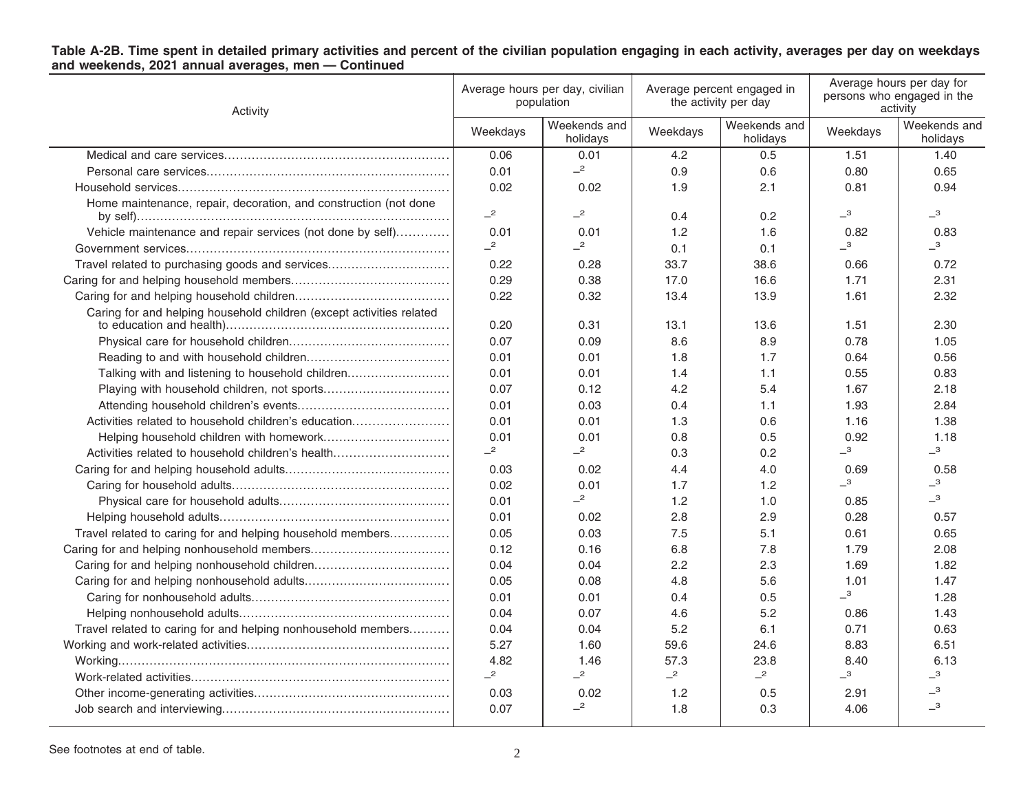**Table A-2B. Time spent in detailed primary activities and percent of the civilian population engaging in each activity, averages per day on weekdays and weekends, 2021 annual averages, men — Continued**

| Activity | Average hours per day, civilian population | | Average percent engaged in the activity per day | | Average hours per day for persons who engaged in the activity | |
|---|---|---|---|---|---|---|
| | Weekdays | Weekends and holidays | Weekdays | Weekends and holidays | Weekdays | Weekends and holidays |
| Medical and care services | 0.06 | 0.01 | 4.2 | 0.5 | 1.51 | 1.40 |
| Personal care services | 0.01 | –[2] | 0.9 | 0.6 | 0.80 | 0.65 |
| Household services | 0.02 | 0.02 | 1.9 | 2.1 | 0.81 | 0.94 |
| Home maintenance, repair, decoration, and construction (not done by self) | –[2] | –[2] | 0.4 | 0.2 | –[3] | –[3] |
| Vehicle maintenance and repair services (not done by self) | 0.01 | 0.01 | 1.2 | 1.6 | 0.82 | 0.83 |
| Government services | –[2] | –[2] | 0.1 | 0.1 | –[3] | –[3] |
| Travel related to purchasing goods and services | 0.22 | 0.28 | 33.7 | 38.6 | 0.66 | 0.72 |
| Caring for and helping household members | 0.29 | 0.38 | 17.0 | 16.6 | 1.71 | 2.31 |
| Caring for and helping household children | 0.22 | 0.32 | 13.4 | 13.9 | 1.61 | 2.32 |
| Caring for and helping household children (except activities related to education and health) | 0.20 | 0.31 | 13.1 | 13.6 | 1.51 | 2.30 |
| Physical care for household children | 0.07 | 0.09 | 8.6 | 8.9 | 0.78 | 1.05 |
| Reading to and with household children | 0.01 | 0.01 | 1.8 | 1.7 | 0.64 | 0.56 |
| Talking with and listening to household children | 0.01 | 0.01 | 1.4 | 1.1 | 0.55 | 0.83 |
| Playing with household children, not sports | 0.07 | 0.12 | 4.2 | 5.4 | 1.67 | 2.18 |
| Attending household children's events | 0.01 | 0.03 | 0.4 | 1.1 | 1.93 | 2.84 |
| Activities related to household children's education | 0.01 | 0.01 | 1.3 | 0.6 | 1.16 | 1.38 |
| Helping household children with homework | 0.01 | 0.01 | 0.8 | 0.5 | 0.92 | 1.18 |
| Activities related to household children's health | –[2] | –[2] | 0.3 | 0.2 | –[3] | –[3] |
| Caring for and helping household adults | 0.03 | 0.02 | 4.4 | 4.0 | 0.69 | 0.58 |
| Caring for household adults | 0.02 | 0.01 | 1.7 | 1.2 | –[3] | –[3] |
| Physical care for household adults | 0.01 | –[2] | 1.2 | 1.0 | 0.85 | –[3] |
| Helping household adults | 0.01 | 0.02 | 2.8 | 2.9 | 0.28 | 0.57 |
| Travel related to caring for and helping household members | 0.05 | 0.03 | 7.5 | 5.1 | 0.61 | 0.65 |
| Caring for and helping nonhousehold members | 0.12 | 0.16 | 6.8 | 7.8 | 1.79 | 2.08 |
| Caring for and helping nonhousehold children | 0.04 | 0.04 | 2.2 | 2.3 | 1.69 | 1.82 |
| Caring for and helping nonhousehold adults | 0.05 | 0.08 | 4.8 | 5.6 | 1.01 | 1.47 |
| Caring for nonhousehold adults | 0.01 | 0.01 | 0.4 | 0.5 | –[3] | 1.28 |
| Helping nonhousehold adults | 0.04 | 0.07 | 4.6 | 5.2 | 0.86 | 1.43 |
| Travel related to caring for and helping nonhousehold members | 0.04 | 0.04 | 5.2 | 6.1 | 0.71 | 0.63 |
| Working and work-related activities | 5.27 | 1.60 | 59.6 | 24.6 | 8.83 | 6.51 |
| Working | 4.82 | 1.46 | 57.3 | 23.8 | 8.40 | 6.13 |
| Work-related activities | –[2] | –[2] | –[2] | –[2] | –[3] | –[3] |
| Other income-generating activities | 0.03 | 0.02 | 1.2 | 0.5 | 2.91 | –[3] |
| Job search and interviewing | 0.07 | –[2] | 1.8 | 0.3 | 4.06 | –[3] |

See footnotes at end of table.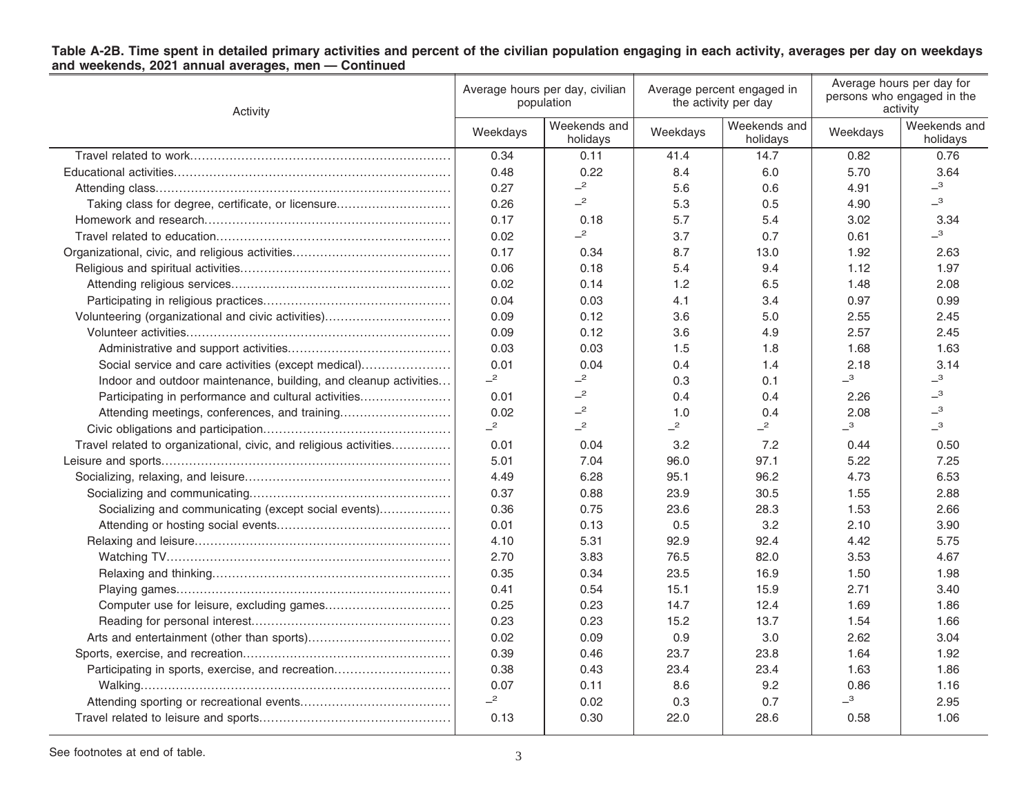**Table A-2B. Time spent in detailed primary activities and percent of the civilian population engaging in each activity, averages per day on weekdays and weekends, 2021 annual averages, men — Continued**

| Activity | Average hours per day, civilian population | | Average percent engaged in the activity per day | | Average hours per day for persons who engaged in the activity | |
|---|---|---|---|---|---|---|
| | Weekdays | Weekends and holidays | Weekdays | Weekends and holidays | Weekdays | Weekends and holidays |
| Travel related to work | 0.34 | 0.11 | 41.4 | 14.7 | 0.82 | 0.76 |
| Educational activities | 0.48 | 0.22 | 8.4 | 6.0 | 5.70 | 3.64 |
| Attending class | 0.27 | –[2] | 5.6 | 0.6 | 4.91 | –[3] |
| Taking class for degree, certificate, or licensure | 0.26 | –[2] | 5.3 | 0.5 | 4.90 | –[3] |
| Homework and research | 0.17 | 0.18 | 5.7 | 5.4 | 3.02 | 3.34 |
| Travel related to education | 0.02 | –[2] | 3.7 | 0.7 | 0.61 | –[3] |
| Organizational, civic, and religious activities | 0.17 | 0.34 | 8.7 | 13.0 | 1.92 | 2.63 |
| Religious and spiritual activities | 0.06 | 0.18 | 5.4 | 9.4 | 1.12 | 1.97 |
| Attending religious services | 0.02 | 0.14 | 1.2 | 6.5 | 1.48 | 2.08 |
| Participating in religious practices | 0.04 | 0.03 | 4.1 | 3.4 | 0.97 | 0.99 |
| Volunteering (organizational and civic activities) | 0.09 | 0.12 | 3.6 | 5.0 | 2.55 | 2.45 |
| Volunteer activities | 0.09 | 0.12 | 3.6 | 4.9 | 2.57 | 2.45 |
| Administrative and support activities | 0.03 | 0.03 | 1.5 | 1.8 | 1.68 | 1.63 |
| Social service and care activities (except medical) | 0.01 | 0.04 | 0.4 | 1.4 | 2.18 | 3.14 |
| Indoor and outdoor maintenance, building, and cleanup activities | –[2] | –[2] | 0.3 | 0.1 | –[3] | –[3] |
| Participating in performance and cultural activities | 0.01 | –[2] | 0.4 | 0.4 | 2.26 | –[3] |
| Attending meetings, conferences, and training | 0.02 | –[2] | 1.0 | 0.4 | 2.08 | –[3] |
| Civic obligations and participation | –[2] | –[2] | –[2] | –[2] | –[3] | –[3] |
| Travel related to organizational, civic, and religious activities | 0.01 | 0.04 | 3.2 | 7.2 | 0.44 | 0.50 |
| Leisure and sports | 5.01 | 7.04 | 96.0 | 97.1 | 5.22 | 7.25 |
| Socializing, relaxing, and leisure | 4.49 | 6.28 | 95.1 | 96.2 | 4.73 | 6.53 |
| Socializing and communicating | 0.37 | 0.88 | 23.9 | 30.5 | 1.55 | 2.88 |
| Socializing and communicating (except social events) | 0.36 | 0.75 | 23.6 | 28.3 | 1.53 | 2.66 |
| Attending or hosting social events | 0.01 | 0.13 | 0.5 | 3.2 | 2.10 | 3.90 |
| Relaxing and leisure | 4.10 | 5.31 | 92.9 | 92.4 | 4.42 | 5.75 |
| Watching TV | 2.70 | 3.83 | 76.5 | 82.0 | 3.53 | 4.67 |
| Relaxing and thinking | 0.35 | 0.34 | 23.5 | 16.9 | 1.50 | 1.98 |
| Playing games | 0.41 | 0.54 | 15.1 | 15.9 | 2.71 | 3.40 |
| Computer use for leisure, excluding games | 0.25 | 0.23 | 14.7 | 12.4 | 1.69 | 1.86 |
| Reading for personal interest | 0.23 | 0.23 | 15.2 | 13.7 | 1.54 | 1.66 |
| Arts and entertainment (other than sports) | 0.02 | 0.09 | 0.9 | 3.0 | 2.62 | 3.04 |
| Sports, exercise, and recreation | 0.39 | 0.46 | 23.7 | 23.8 | 1.64 | 1.92 |
| Participating in sports, exercise, and recreation | 0.38 | 0.43 | 23.4 | 23.4 | 1.63 | 1.86 |
| Walking | 0.07 | 0.11 | 8.6 | 9.2 | 0.86 | 1.16 |
| Attending sporting or recreational events | –[2] | 0.02 | 0.3 | 0.7 | –[3] | 2.95 |
| Travel related to leisure and sports | 0.13 | 0.30 | 22.0 | 28.6 | 0.58 | 1.06 |

See footnotes at end of table.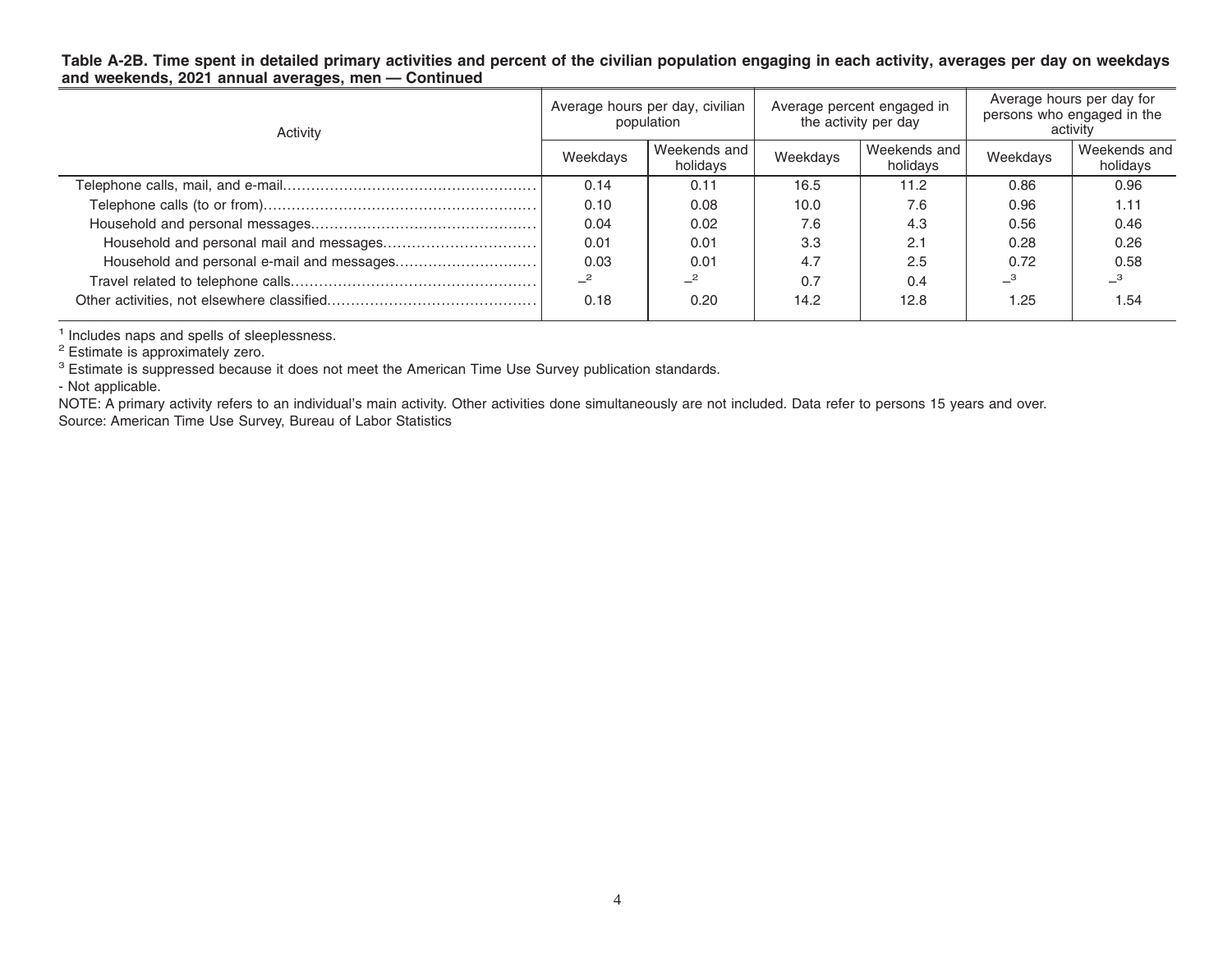**Table A-2B. Time spent in detailed primary activities and percent of the civilian population engaging in each activity, averages per day on weekdays and weekends, 2021 annual averages, men — Continued**

| Activity | Average hours per day, civilian population | | Average percent engaged in the activity per day | | Average hours per day for persons who engaged in the activity | |
|---|---|---|---|---|---|---|
| | Weekdays | Weekends and holidays | Weekdays | Weekends and holidays | Weekdays | Weekends and holidays |
| Telephone calls, mail, and e-mail | 0.14 | 0.11 | 16.5 | 11.2 | 0.86 | 0.96 |
| Telephone calls (to or from) | 0.10 | 0.08 | 10.0 | 7.6 | 0.96 | 1.11 |
| Household and personal messages | 0.04 | 0.02 | 7.6 | 4.3 | 0.56 | 0.46 |
| Household and personal mail and messages | 0.01 | 0.01 | 3.3 | 2.1 | 0.28 | 0.26 |
| Household and personal e-mail and messages | 0.03 | 0.01 | 4.7 | 2.5 | 0.72 | 0.58 |
| Travel related to telephone calls | –[2] | –[2] | 0.7 | 0.4 | –[3] | –[3] |
| Other activities, not elsewhere classified | 0.18 | 0.20 | 14.2 | 12.8 | 1.25 | 1.54 |

[1] Includes naps and spells of sleeplessness.

[2] Estimate is approximately zero.

[3] Estimate is suppressed because it does not meet the American Time Use Survey publication standards.

- Not applicable.

NOTE: A primary activity refers to an individual's main activity. Other activities done simultaneously are not included. Data refer to persons 15 years and over.

Source: American Time Use Survey, Bureau of Labor Statistics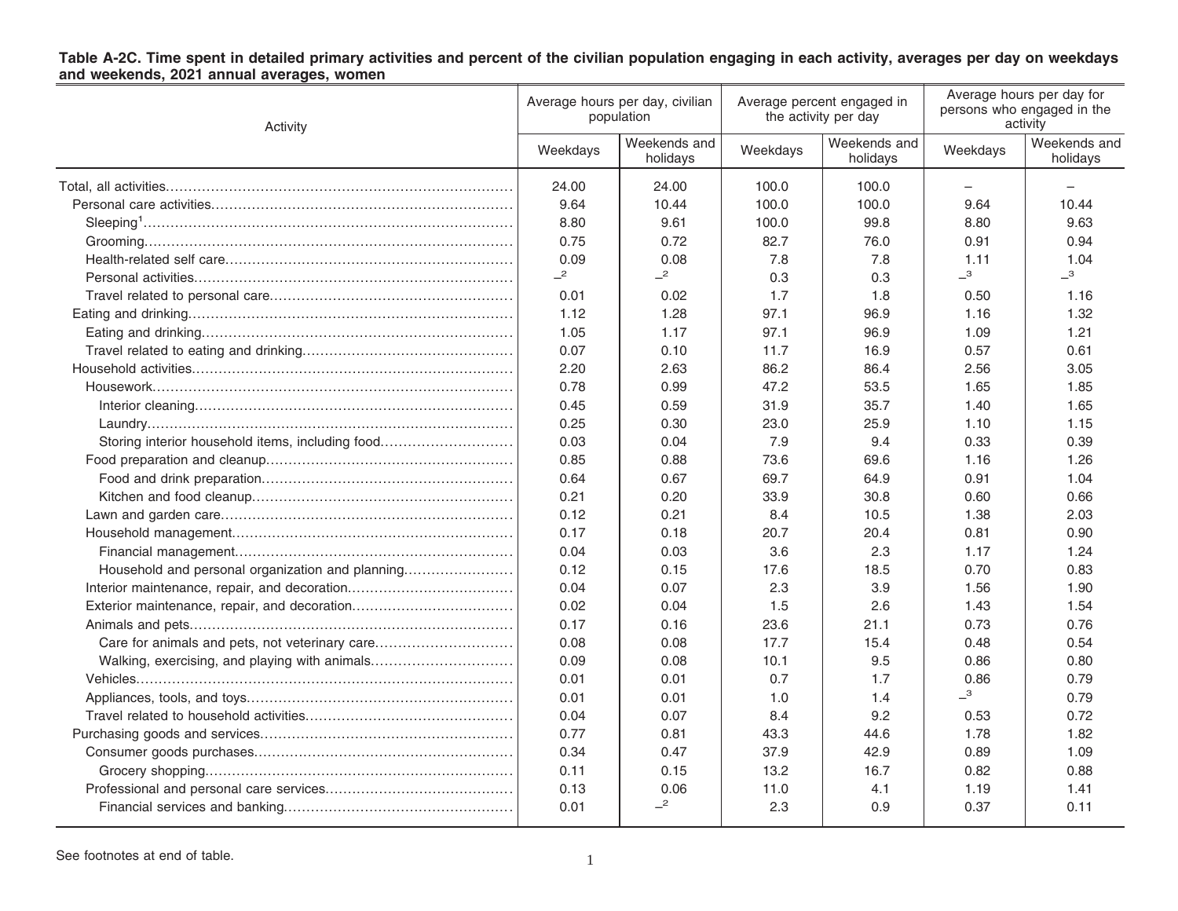**Table A-2C. Time spent in detailed primary activities and percent of the civilian population engaging in each activity, averages per day on weekdays and weekends, 2021 annual averages, women**

| Activity | Average hours per day, civilian population | | Average percent engaged in the activity per day | | Average hours per day for persons who engaged in the activity | |
|---|---|---|---|---|---|---|
| | Weekdays | Weekends and holidays | Weekdays | Weekends and holidays | Weekdays | Weekends and holidays |
| Total, all activities | 24.00 | 24.00 | 100.0 | 100.0 | – | – |
| Personal care activities | 9.64 | 10.44 | 100.0 | 100.0 | 9.64 | 10.44 |
| Sleeping[1] | 8.80 | 9.61 | 100.0 | 99.8 | 8.80 | 9.63 |
| Grooming | 0.75 | 0.72 | 82.7 | 76.0 | 0.91 | 0.94 |
| Health-related self care | 0.09 | 0.08 | 7.8 | 7.8 | 1.11 | 1.04 |
| Personal activities | –[2] | –[2] | 0.3 | 0.3 | –[3] | –[3] |
| Travel related to personal care | 0.01 | 0.02 | 1.7 | 1.8 | 0.50 | 1.16 |
| Eating and drinking | 1.12 | 1.28 | 97.1 | 96.9 | 1.16 | 1.32 |
| Eating and drinking | 1.05 | 1.17 | 97.1 | 96.9 | 1.09 | 1.21 |
| Travel related to eating and drinking | 0.07 | 0.10 | 11.7 | 16.9 | 0.57 | 0.61 |
| Household activities | 2.20 | 2.63 | 86.2 | 86.4 | 2.56 | 3.05 |
| Housework | 0.78 | 0.99 | 47.2 | 53.5 | 1.65 | 1.85 |
| Interior cleaning | 0.45 | 0.59 | 31.9 | 35.7 | 1.40 | 1.65 |
| Laundry | 0.25 | 0.30 | 23.0 | 25.9 | 1.10 | 1.15 |
| Storing interior household items, including food | 0.03 | 0.04 | 7.9 | 9.4 | 0.33 | 0.39 |
| Food preparation and cleanup | 0.85 | 0.88 | 73.6 | 69.6 | 1.16 | 1.26 |
| Food and drink preparation | 0.64 | 0.67 | 69.7 | 64.9 | 0.91 | 1.04 |
| Kitchen and food cleanup | 0.21 | 0.20 | 33.9 | 30.8 | 0.60 | 0.66 |
| Lawn and garden care | 0.12 | 0.21 | 8.4 | 10.5 | 1.38 | 2.03 |
| Household management | 0.17 | 0.18 | 20.7 | 20.4 | 0.81 | 0.90 |
| Financial management | 0.04 | 0.03 | 3.6 | 2.3 | 1.17 | 1.24 |
| Household and personal organization and planning | 0.12 | 0.15 | 17.6 | 18.5 | 0.70 | 0.83 |
| Interior maintenance, repair, and decoration | 0.04 | 0.07 | 2.3 | 3.9 | 1.56 | 1.90 |
| Exterior maintenance, repair, and decoration | 0.02 | 0.04 | 1.5 | 2.6 | 1.43 | 1.54 |
| Animals and pets | 0.17 | 0.16 | 23.6 | 21.1 | 0.73 | 0.76 |
| Care for animals and pets, not veterinary care | 0.08 | 0.08 | 17.7 | 15.4 | 0.48 | 0.54 |
| Walking, exercising, and playing with animals | 0.09 | 0.08 | 10.1 | 9.5 | 0.86 | 0.80 |
| Vehicles | 0.01 | 0.01 | 0.7 | 1.7 | 0.86 | 0.79 |
| Appliances, tools, and toys | 0.01 | 0.01 | 1.0 | 1.4 | –[3] | 0.79 |
| Travel related to household activities | 0.04 | 0.07 | 8.4 | 9.2 | 0.53 | 0.72 |
| Purchasing goods and services | 0.77 | 0.81 | 43.3 | 44.6 | 1.78 | 1.82 |
| Consumer goods purchases | 0.34 | 0.47 | 37.9 | 42.9 | 0.89 | 1.09 |
| Grocery shopping | 0.11 | 0.15 | 13.2 | 16.7 | 0.82 | 0.88 |
| Professional and personal care services | 0.13 | 0.06 | 11.0 | 4.1 | 1.19 | 1.41 |
| Financial services and banking | 0.01 | –[2] | 2.3 | 0.9 | 0.37 | 0.11 |

See footnotes at end of table.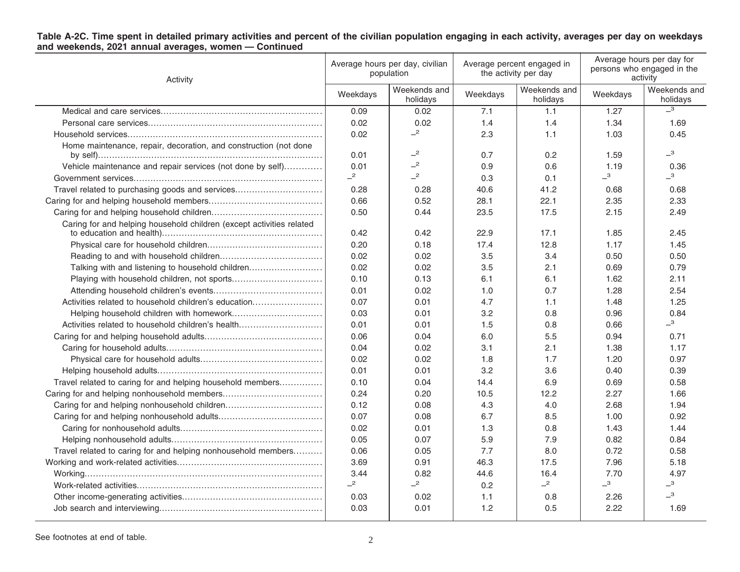**Table A-2C. Time spent in detailed primary activities and percent of the civilian population engaging in each activity, averages per day on weekdays and weekends, 2021 annual averages, women — Continued**

| Activity | Average hours per day, civilian population | | Average percent engaged in the activity per day | | Average hours per day for persons who engaged in the activity | |
|---|---|---|---|---|---|---|
| | Weekdays | Weekends and holidays | Weekdays | Weekends and holidays | Weekdays | Weekends and holidays |
| Medical and care services | 0.09 | 0.02 | 7.1 | 1.1 | 1.27 | –[3] |
| Personal care services | 0.02 | 0.02 | 1.4 | 1.4 | 1.34 | 1.69 |
| Household services | 0.02 | –[2] | 2.3 | 1.1 | 1.03 | 0.45 |
| Home maintenance, repair, decoration, and construction (not done by self) | 0.01 | –[2] | 0.7 | 0.2 | 1.59 | –[3] |
| Vehicle maintenance and repair services (not done by self) | 0.01 | –[2] | 0.9 | 0.6 | 1.19 | 0.36 |
| Government services | –[2] | –[2] | 0.3 | 0.1 | –[3] | –[3] |
| Travel related to purchasing goods and services | 0.28 | 0.28 | 40.6 | 41.2 | 0.68 | 0.68 |
| Caring for and helping household members | 0.66 | 0.52 | 28.1 | 22.1 | 2.35 | 2.33 |
| Caring for and helping household children | 0.50 | 0.44 | 23.5 | 17.5 | 2.15 | 2.49 |
| Caring for and helping household children (except activities related to education and health) | 0.42 | 0.42 | 22.9 | 17.1 | 1.85 | 2.45 |
| Physical care for household children | 0.20 | 0.18 | 17.4 | 12.8 | 1.17 | 1.45 |
| Reading to and with household children | 0.02 | 0.02 | 3.5 | 3.4 | 0.50 | 0.50 |
| Talking with and listening to household children | 0.02 | 0.02 | 3.5 | 2.1 | 0.69 | 0.79 |
| Playing with household children, not sports | 0.10 | 0.13 | 6.1 | 6.1 | 1.62 | 2.11 |
| Attending household children's events | 0.01 | 0.02 | 1.0 | 0.7 | 1.28 | 2.54 |
| Activities related to household children's education | 0.07 | 0.01 | 4.7 | 1.1 | 1.48 | 1.25 |
| Helping household children with homework | 0.03 | 0.01 | 3.2 | 0.8 | 0.96 | 0.84 |
| Activities related to household children's health | 0.01 | 0.01 | 1.5 | 0.8 | 0.66 | –[3] |
| Caring for and helping household adults | 0.06 | 0.04 | 6.0 | 5.5 | 0.94 | 0.71 |
| Caring for household adults | 0.04 | 0.02 | 3.1 | 2.1 | 1.38 | 1.17 |
| Physical care for household adults | 0.02 | 0.02 | 1.8 | 1.7 | 1.20 | 0.97 |
| Helping household adults | 0.01 | 0.01 | 3.2 | 3.6 | 0.40 | 0.39 |
| Travel related to caring for and helping household members | 0.10 | 0.04 | 14.4 | 6.9 | 0.69 | 0.58 |
| Caring for and helping nonhousehold members | 0.24 | 0.20 | 10.5 | 12.2 | 2.27 | 1.66 |
| Caring for and helping nonhousehold children | 0.12 | 0.08 | 4.3 | 4.0 | 2.68 | 1.94 |
| Caring for and helping nonhousehold adults | 0.07 | 0.08 | 6.7 | 8.5 | 1.00 | 0.92 |
| Caring for nonhousehold adults | 0.02 | 0.01 | 1.3 | 0.8 | 1.43 | 1.44 |
| Helping nonhousehold adults | 0.05 | 0.07 | 5.9 | 7.9 | 0.82 | 0.84 |
| Travel related to caring for and helping nonhousehold members | 0.06 | 0.05 | 7.7 | 8.0 | 0.72 | 0.58 |
| Working and work-related activities | 3.69 | 0.91 | 46.3 | 17.5 | 7.96 | 5.18 |
| Working | 3.44 | 0.82 | 44.6 | 16.4 | 7.70 | 4.97 |
| Work-related activities | –[2] | –[2] | 0.2 | –[2] | –[3] | –[3] |
| Other income-generating activities | 0.03 | 0.02 | 1.1 | 0.8 | 2.26 | –[3] |
| Job search and interviewing | 0.03 | 0.01 | 1.2 | 0.5 | 2.22 | 1.69 |

See footnotes at end of table.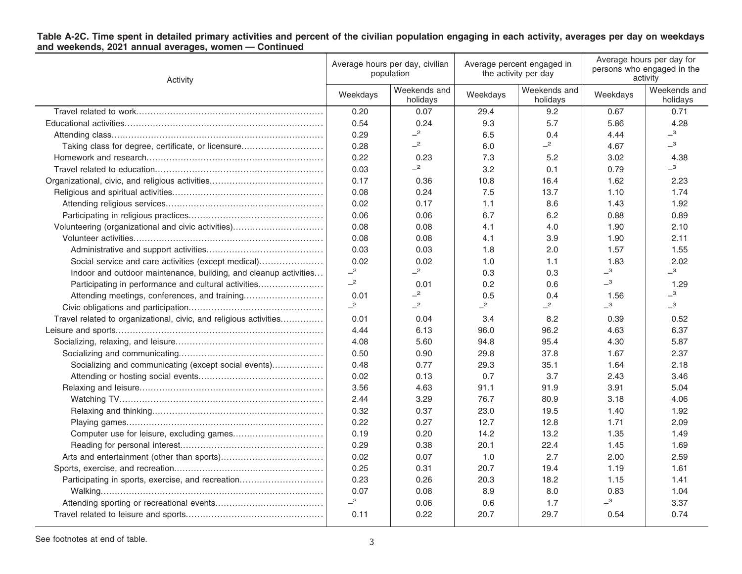**Table A-2C. Time spent in detailed primary activities and percent of the civilian population engaging in each activity, averages per day on weekdays and weekends, 2021 annual averages, women — Continued**

| Activity | Average hours per day, civilian population | | Average percent engaged in the activity per day | | Average hours per day for persons who engaged in the activity | |
|---|---|---|---|---|---|---|
| | Weekdays | Weekends and holidays | Weekdays | Weekends and holidays | Weekdays | Weekends and holidays |
| Travel related to work | 0.20 | 0.07 | 29.4 | 9.2 | 0.67 | 0.71 |
| Educational activities | 0.54 | 0.24 | 9.3 | 5.7 | 5.86 | 4.28 |
| Attending class | 0.29 | –[2] | 6.5 | 0.4 | 4.44 | –[3] |
| Taking class for degree, certificate, or licensure | 0.28 | –[2] | 6.0 | –[2] | 4.67 | –[3] |
| Homework and research | 0.22 | 0.23 | 7.3 | 5.2 | 3.02 | 4.38 |
| Travel related to education | 0.03 | –[2] | 3.2 | 0.1 | 0.79 | –[3] |
| Organizational, civic, and religious activities | 0.17 | 0.36 | 10.8 | 16.4 | 1.62 | 2.23 |
| Religious and spiritual activities | 0.08 | 0.24 | 7.5 | 13.7 | 1.10 | 1.74 |
| Attending religious services | 0.02 | 0.17 | 1.1 | 8.6 | 1.43 | 1.92 |
| Participating in religious practices | 0.06 | 0.06 | 6.7 | 6.2 | 0.88 | 0.89 |
| Volunteering (organizational and civic activities) | 0.08 | 0.08 | 4.1 | 4.0 | 1.90 | 2.10 |
| Volunteer activities | 0.08 | 0.08 | 4.1 | 3.9 | 1.90 | 2.11 |
| Administrative and support activities | 0.03 | 0.03 | 1.8 | 2.0 | 1.57 | 1.55 |
| Social service and care activities (except medical) | 0.02 | 0.02 | 1.0 | 1.1 | 1.83 | 2.02 |
| Indoor and outdoor maintenance, building, and cleanup activities | –[2] | –[2] | 0.3 | 0.3 | –[3] | –[3] |
| Participating in performance and cultural activities | –[2] | 0.01 | 0.2 | 0.6 | –[3] | 1.29 |
| Attending meetings, conferences, and training | 0.01 | –[2] | 0.5 | 0.4 | 1.56 | –[3] |
| Civic obligations and participation | –[2] | –[2] | –[2] | –[2] | –[3] | –[3] |
| Travel related to organizational, civic, and religious activities | 0.01 | 0.04 | 3.4 | 8.2 | 0.39 | 0.52 |
| Leisure and sports | 4.44 | 6.13 | 96.0 | 96.2 | 4.63 | 6.37 |
| Socializing, relaxing, and leisure | 4.08 | 5.60 | 94.8 | 95.4 | 4.30 | 5.87 |
| Socializing and communicating | 0.50 | 0.90 | 29.8 | 37.8 | 1.67 | 2.37 |
| Socializing and communicating (except social events) | 0.48 | 0.77 | 29.3 | 35.1 | 1.64 | 2.18 |
| Attending or hosting social events | 0.02 | 0.13 | 0.7 | 3.7 | 2.43 | 3.46 |
| Relaxing and leisure | 3.56 | 4.63 | 91.1 | 91.9 | 3.91 | 5.04 |
| Watching TV | 2.44 | 3.29 | 76.7 | 80.9 | 3.18 | 4.06 |
| Relaxing and thinking | 0.32 | 0.37 | 23.0 | 19.5 | 1.40 | 1.92 |
| Playing games | 0.22 | 0.27 | 12.7 | 12.8 | 1.71 | 2.09 |
| Computer use for leisure, excluding games | 0.19 | 0.20 | 14.2 | 13.2 | 1.35 | 1.49 |
| Reading for personal interest | 0.29 | 0.38 | 20.1 | 22.4 | 1.45 | 1.69 |
| Arts and entertainment (other than sports) | 0.02 | 0.07 | 1.0 | 2.7 | 2.00 | 2.59 |
| Sports, exercise, and recreation | 0.25 | 0.31 | 20.7 | 19.4 | 1.19 | 1.61 |
| Participating in sports, exercise, and recreation | 0.23 | 0.26 | 20.3 | 18.2 | 1.15 | 1.41 |
| Walking | 0.07 | 0.08 | 8.9 | 8.0 | 0.83 | 1.04 |
| Attending sporting or recreational events | –[2] | 0.06 | 0.6 | 1.7 | –[3] | 3.37 |
| Travel related to leisure and sports | 0.11 | 0.22 | 20.7 | 29.7 | 0.54 | 0.74 |

See footnotes at end of table.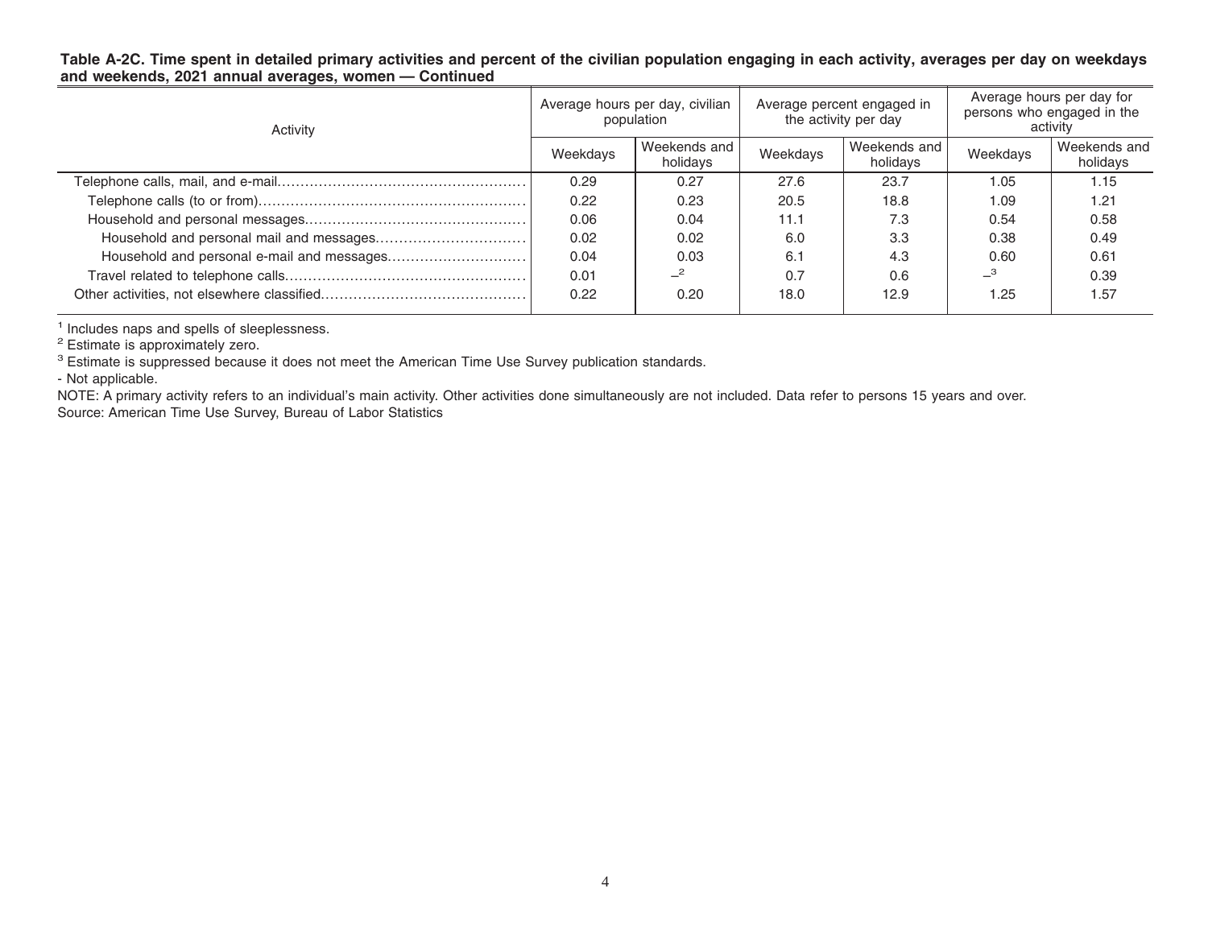**Table A-2C. Time spent in detailed primary activities and percent of the civilian population engaging in each activity, averages per day on weekdays and weekends, 2021 annual averages, women — Continued**

| Activity | Average hours per day, civilian population | | Average percent engaged in the activity per day | | Average hours per day for persons who engaged in the activity | |
|---|---|---|---|---|---|---|
| | Weekdays | Weekends and holidays | Weekdays | Weekends and holidays | Weekdays | Weekends and holidays |
| Telephone calls, mail, and e-mail | 0.29 | 0.27 | 27.6 | 23.7 | 1.05 | 1.15 |
| Telephone calls (to or from) | 0.22 | 0.23 | 20.5 | 18.8 | 1.09 | 1.21 |
| Household and personal messages | 0.06 | 0.04 | 11.1 | 7.3 | 0.54 | 0.58 |
| Household and personal mail and messages | 0.02 | 0.02 | 6.0 | 3.3 | 0.38 | 0.49 |
| Household and personal e-mail and messages | 0.04 | 0.03 | 6.1 | 4.3 | 0.60 | 0.61 |
| Travel related to telephone calls | 0.01 | –[2] | 0.7 | 0.6 | –[3] | 0.39 |
| Other activities, not elsewhere classified | 0.22 | 0.20 | 18.0 | 12.9 | 1.25 | 1.57 |

[1] Includes naps and spells of sleeplessness.

[2] Estimate is approximately zero.

[3] Estimate is suppressed because it does not meet the American Time Use Survey publication standards.

- Not applicable.

NOTE: A primary activity refers to an individual's main activity. Other activities done simultaneously are not included. Data refer to persons 15 years and over.

Source: American Time Use Survey, Bureau of Labor Statistics